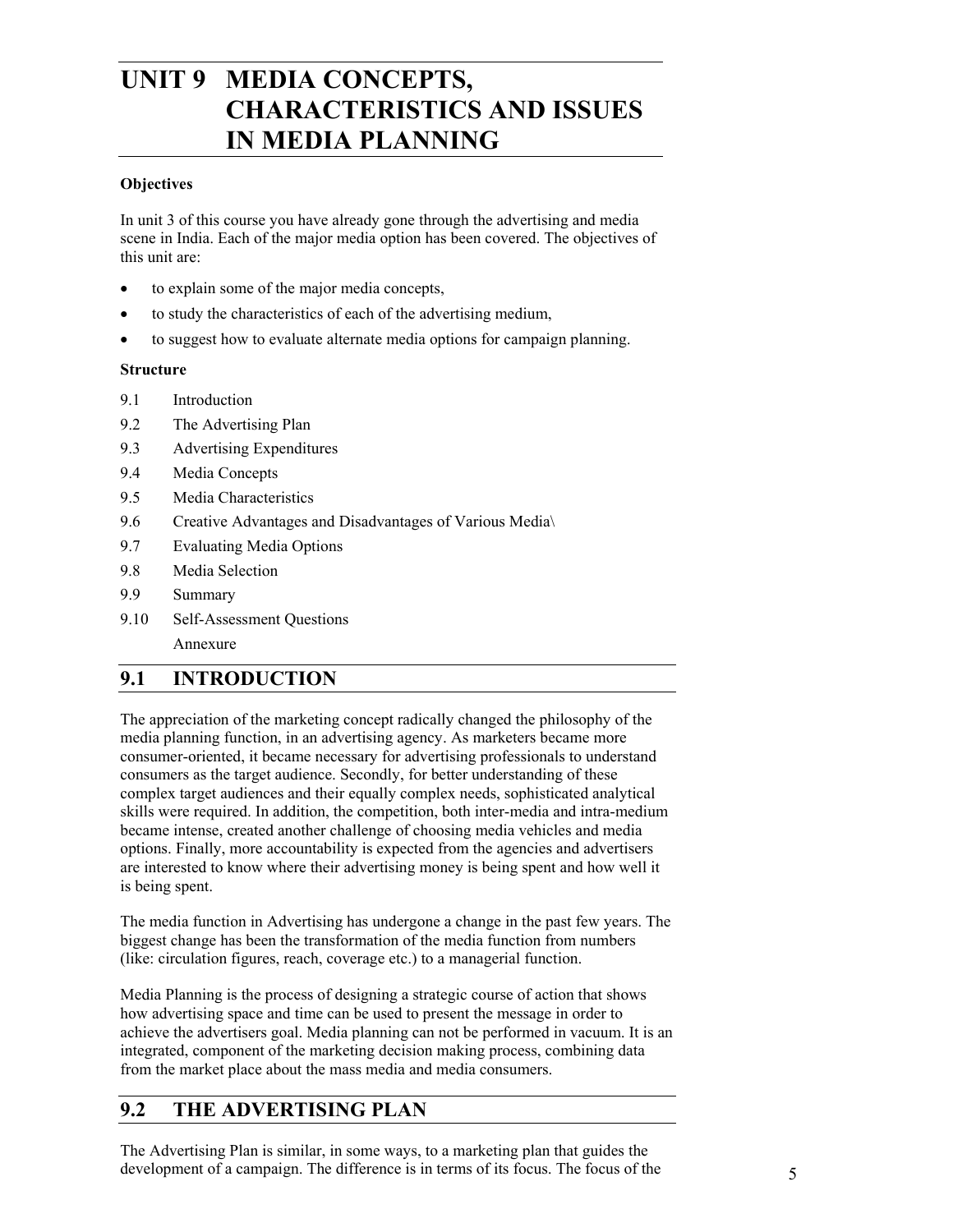# UNIT 9 MEDIA CONCEPTS, CHARACTERISTICS AND ISSUES IN MEDIA PLANNING

**Objectives**

In unit 3 of this course you have already gone through the advertising and media scene in India. Each of the major media option has been covered. The objectives of this unit are:

- to explain some of the major media concepts,
- to study the characteristics of each of the advertising medium,
- to suggest how to evaluate alternate media options for campaign planning.

**Structure**

9.1 Introduction
9.2 The Advertising Plan
9.3 Advertising Expenditures
9.4 Media Concepts
9.5 Media Characteristics
9.6 Creative Advantages and Disadvantages of Various Media\
9.7 Evaluating Media Options
9.8 Media Selection
9.9 Summary
9.10 Self-Assessment Questions
Annexure

## 9.1 INTRODUCTION

The appreciation of the marketing concept radically changed the philosophy of the media planning function, in an advertising agency. As marketers became more consumer-oriented, it became necessary for advertising professionals to understand consumers as the target audience. Secondly, for better understanding of these complex target audiences and their equally complex needs, sophisticated analytical skills were required. In addition, the competition, both inter-media and intra-medium became intense, created another challenge of choosing media vehicles and media options. Finally, more accountability is expected from the agencies and advertisers are interested to know where their advertising money is being spent and how well it is being spent.

The media function in Advertising has undergone a change in the past few years. The biggest change has been the transformation of the media function from numbers (like: circulation figures, reach, coverage etc.) to a managerial function.

Media Planning is the process of designing a strategic course of action that shows how advertising space and time can be used to present the message in order to achieve the advertisers goal. Media planning can not be performed in vacuum. It is an integrated, component of the marketing decision making process, combining data from the market place about the mass media and media consumers.

## 9.2 THE ADVERTISING PLAN

The Advertising Plan is similar, in some ways, to a marketing plan that guides the development of a campaign. The difference is in terms of its focus. The focus of the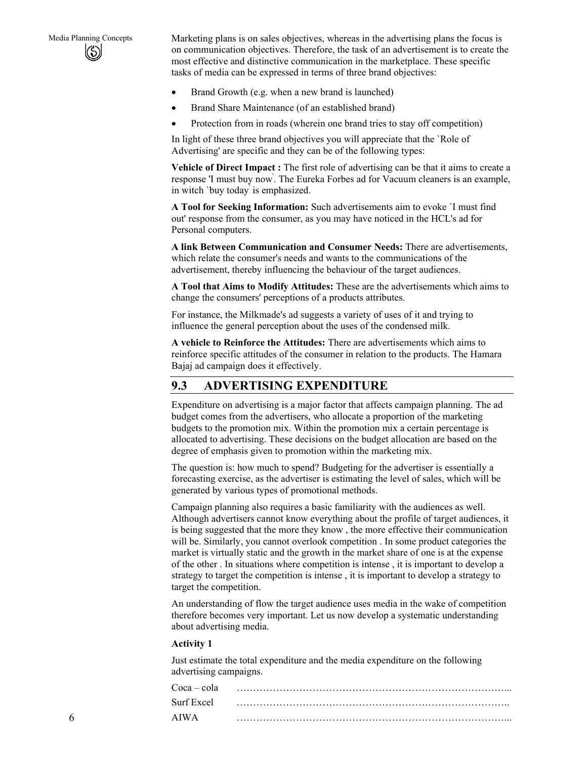Marketing plans is on sales objectives, whereas in the advertising plans the focus is on communication objectives. Therefore, the task of an advertisement is to create the most effective and distinctive communication in the marketplace. These specific tasks of media can be expressed in terms of three brand objectives:

- Brand Growth (e.g. when a new brand is launched)
- Brand Share Maintenance (of an established brand)
- Protection from in roads (wherein one brand tries to stay off competition)

In light of these three brand objectives you will appreciate that the `Role of Advertising' are specific and they can be of the following types:

**Vehicle of Direct Impact :** The first role of advertising can be that it aims to create a response 'I must buy now'. The Eureka Forbes ad for Vacuum cleaners is an example, in witch `buy today' is emphasized.

**A Tool for Seeking Information:** Such advertisements aim to evoke `I must find out' response from the consumer, as you may have noticed in the HCL's ad for Personal computers.

**A link Between Communication and Consumer Needs:** There are advertisements, which relate the consumer's needs and wants to the communications of the advertisement, thereby influencing the behaviour of the target audiences.

**A Tool that Aims to Modify Attitudes:** These are the advertisements which aims to change the consumers' perceptions of a products attributes.

For instance, the Milkmade's ad suggests a variety of uses of it and trying to influence the general perception about the uses of the condensed milk.

**A vehicle to Reinforce the Attitudes:** There are advertisements which aims to reinforce specific attitudes of the consumer in relation to the products. The Hamara Bajaj ad campaign does it effectively.

## 9.3 ADVERTISING EXPENDITURE

Expenditure on advertising is a major factor that affects campaign planning. The ad budget comes from the advertisers, who allocate a proportion of the marketing budgets to the promotion mix. Within the promotion mix a certain percentage is allocated to advertising. These decisions on the budget allocation are based on the degree of emphasis given to promotion within the marketing mix.

The question is: how much to spend? Budgeting for the advertiser is essentially a forecasting exercise, as the advertiser is estimating the level of sales, which will be generated by various types of promotional methods.

Campaign planning also requires a basic familiarity with the audiences as well. Although advertisers cannot know everything about the profile of target audiences, it is being suggested that the more they know , the more effective their communication will be. Similarly, you cannot overlook competition . In some product categories the market is virtually static and the growth in the market share of one is at the expense of the other . In situations where competition is intense , it is important to develop a strategy to target the competition is intense , it is important to develop a strategy to target the competition.

An understanding of flow the target audience uses media in the wake of competition therefore becomes very important. Let us now develop a systematic understanding about advertising media.

**Activity 1**

Just estimate the total expenditure and the media expenditure on the following advertising campaigns.

Coca – cola ………………………………………………………………………...

Surf Excel ………………………………………………………………………..

AIWA ………………………………………………………………………...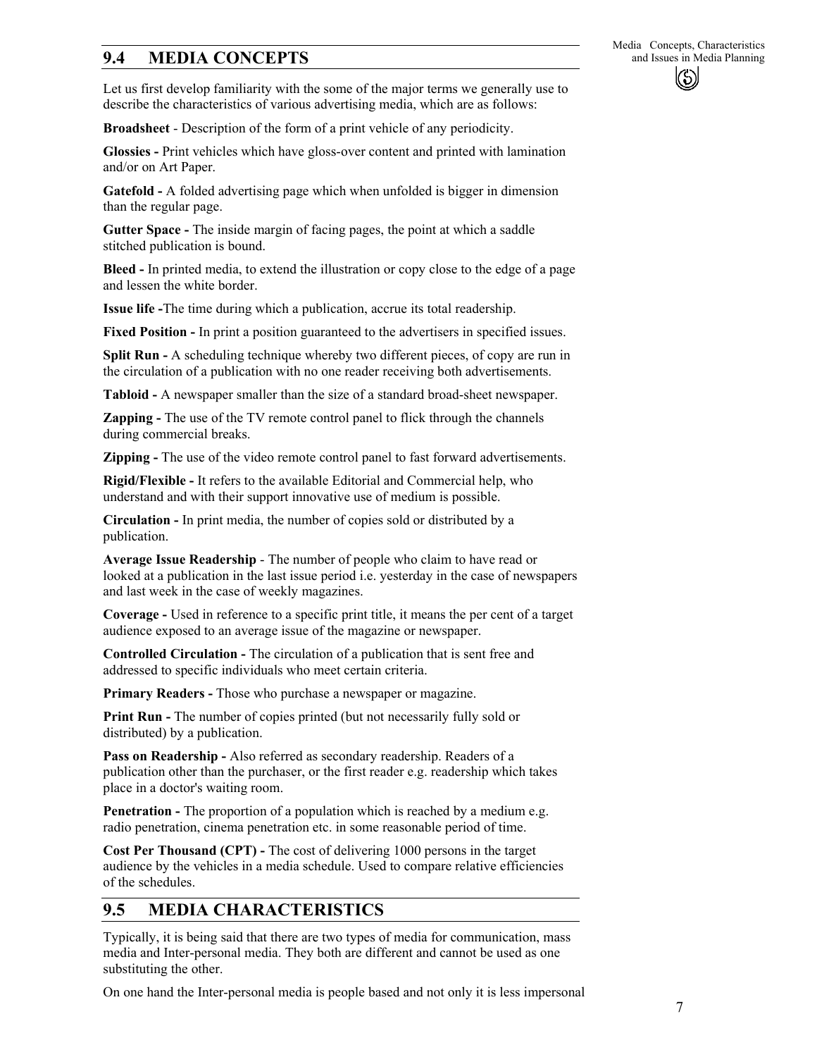## 9.4 MEDIA CONCEPTS

Let us first develop familiarity with the some of the major terms we generally use to describe the characteristics of various advertising media, which are as follows:

**Broadsheet** - Description of the form of a print vehicle of any periodicity.

**Glossies -** Print vehicles which have gloss-over content and printed with lamination and/or on Art Paper.

**Gatefold -** A folded advertising page which when unfolded is bigger in dimension than the regular page.

**Gutter Space -** The inside margin of facing pages, the point at which a saddle stitched publication is bound.

**Bleed -** In printed media, to extend the illustration or copy close to the edge of a page and lessen the white border.

**Issue life -**The time during which a publication, accrue its total readership.

**Fixed Position -** In print a position guaranteed to the advertisers in specified issues.

**Split Run -** A scheduling technique whereby two different pieces, of copy are run in the circulation of a publication with no one reader receiving both advertisements.

**Tabloid -** A newspaper smaller than the size of a standard broad-sheet newspaper.

**Zapping -** The use of the TV remote control panel to flick through the channels during commercial breaks.

**Zipping -** The use of the video remote control panel to fast forward advertisements.

**Rigid/Flexible -** It refers to the available Editorial and Commercial help, who understand and with their support innovative use of medium is possible.

**Circulation -** In print media, the number of copies sold or distributed by a publication.

**Average Issue Readership** - The number of people who claim to have read or looked at a publication in the last issue period i.e. yesterday in the case of newspapers and last week in the case of weekly magazines.

**Coverage -** Used in reference to a specific print title, it means the per cent of a target audience exposed to an average issue of the magazine or newspaper.

**Controlled Circulation -** The circulation of a publication that is sent free and addressed to specific individuals who meet certain criteria.

**Primary Readers -** Those who purchase a newspaper or magazine.

**Print Run -** The number of copies printed (but not necessarily fully sold or distributed) by a publication.

**Pass on Readership -** Also referred as secondary readership. Readers of a publication other than the purchaser, or the first reader e.g. readership which takes place in a doctor's waiting room.

**Penetration -** The proportion of a population which is reached by a medium e.g. radio penetration, cinema penetration etc. in some reasonable period of time.

**Cost Per Thousand (CPT) -** The cost of delivering 1000 persons in the target audience by the vehicles in a media schedule. Used to compare relative efficiencies of the schedules.

## 9.5 MEDIA CHARACTERISTICS

Typically, it is being said that there are two types of media for communication, mass media and Inter-personal media. They both are different and cannot be used as one substituting the other.

On one hand the Inter-personal media is people based and not only it is less impersonal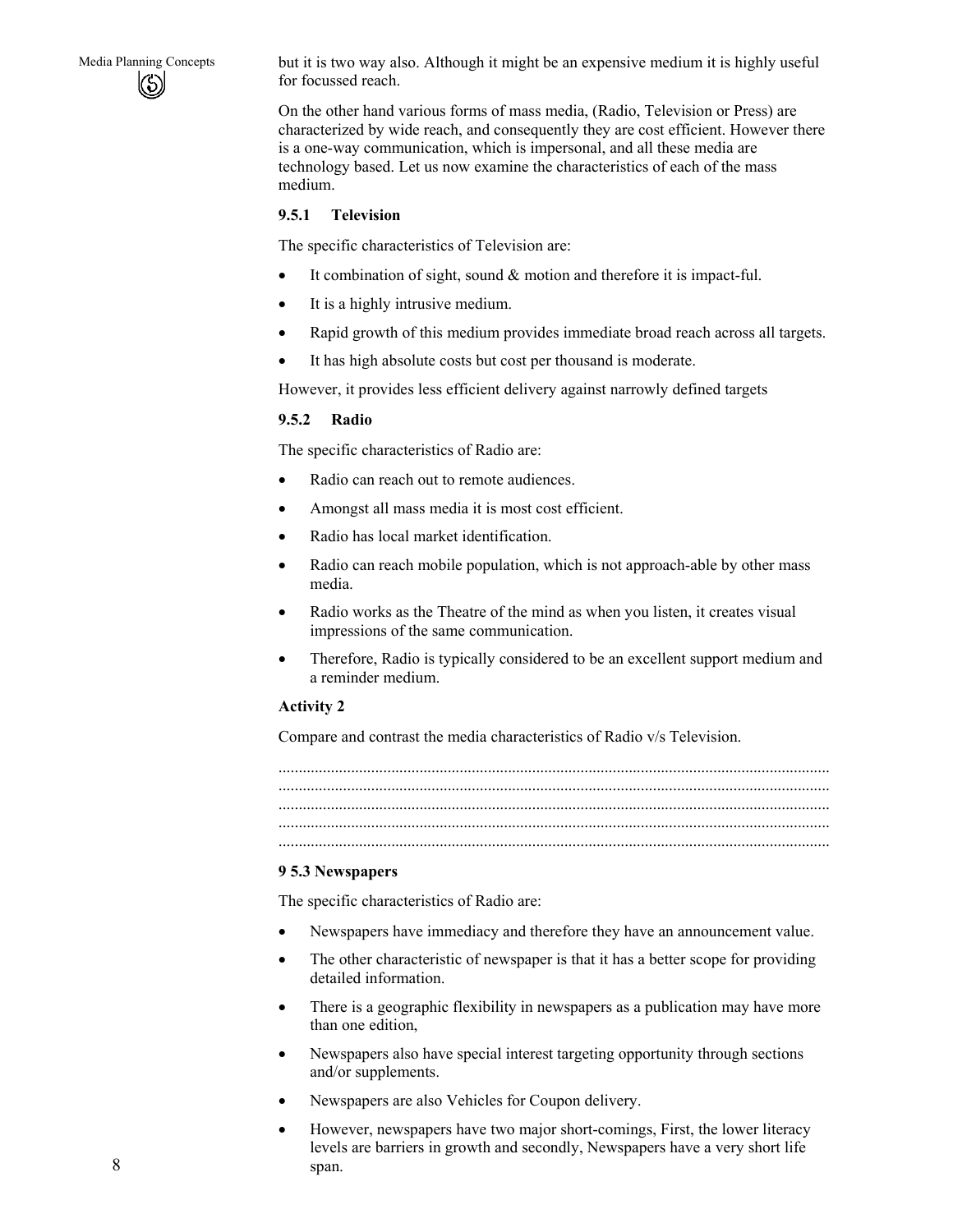but it is two way also. Although it might be an expensive medium it is highly useful for focussed reach.

On the other hand various forms of mass media, (Radio, Television or Press) are characterized by wide reach, and consequently they are cost efficient. However there is a one-way communication, which is impersonal, and all these media are technology based. Let us now examine the characteristics of each of the mass medium.

### 9.5.1 Television

The specific characteristics of Television are:

- It combination of sight, sound & motion and therefore it is impact-ful.
- It is a highly intrusive medium.
- Rapid growth of this medium provides immediate broad reach across all targets.
- It has high absolute costs but cost per thousand is moderate.

However, it provides less efficient delivery against narrowly defined targets

### 9.5.2 Radio

The specific characteristics of Radio are:

- Radio can reach out to remote audiences.
- Amongst all mass media it is most cost efficient.
- Radio has local market identification.
- Radio can reach mobile population, which is not approach-able by other mass media.
- Radio works as the Theatre of the mind as when you listen, it creates visual impressions of the same communication.
- Therefore, Radio is typically considered to be an excellent support medium and a reminder medium.

**Activity 2**

Compare and contrast the media characteristics of Radio v/s Television.

..........................................................................................................................................
..........................................................................................................................................
..........................................................................................................................................
..........................................................................................................................................
..........................................................................................................................................

### 9 5.3 Newspapers

The specific characteristics of Radio are:

- Newspapers have immediacy and therefore they have an announcement value.
- The other characteristic of newspaper is that it has a better scope for providing detailed information.
- There is a geographic flexibility in newspapers as a publication may have more than one edition,
- Newspapers also have special interest targeting opportunity through sections and/or supplements.
- Newspapers are also Vehicles for Coupon delivery.
- However, newspapers have two major short-comings, First, the lower literacy levels are barriers in growth and secondly, Newspapers have a very short life span.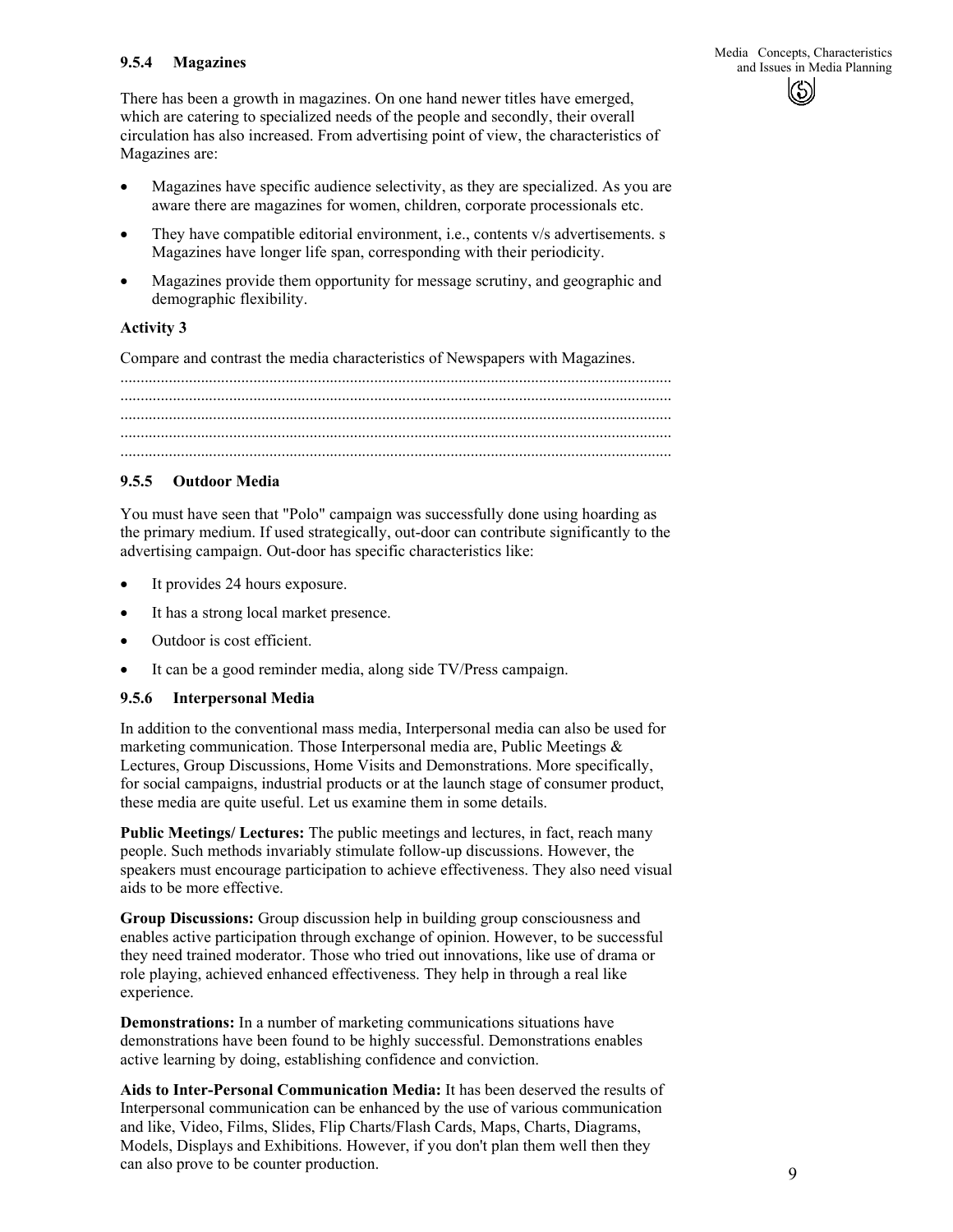### 9.5.4 Magazines

There has been a growth in magazines. On one hand newer titles have emerged, which are catering to specialized needs of the people and secondly, their overall circulation has also increased. From advertising point of view, the characteristics of Magazines are:

- Magazines have specific audience selectivity, as they are specialized. As you are aware there are magazines for women, children, corporate processionals etc.
- They have compatible editorial environment, i.e., contents v/s advertisements. s Magazines have longer life span, corresponding with their periodicity.
- Magazines provide them opportunity for message scrutiny, and geographic and demographic flexibility.

**Activity 3**

Compare and contrast the media characteristics of Newspapers with Magazines.

.......................................................................................................................................
.......................................................................................................................................
.......................................................................................................................................
.......................................................................................................................................
.......................................................................................................................................

### 9.5.5 Outdoor Media

You must have seen that "Polo" campaign was successfully done using hoarding as the primary medium. If used strategically, out-door can contribute significantly to the advertising campaign. Out-door has specific characteristics like:

- It provides 24 hours exposure.
- It has a strong local market presence.
- Outdoor is cost efficient.
- It can be a good reminder media, along side TV/Press campaign.

### 9.5.6 Interpersonal Media

In addition to the conventional mass media, Interpersonal media can also be used for marketing communication. Those Interpersonal media are, Public Meetings & Lectures, Group Discussions, Home Visits and Demonstrations. More specifically, for social campaigns, industrial products or at the launch stage of consumer product, these media are quite useful. Let us examine them in some details.

**Public Meetings/ Lectures:** The public meetings and lectures, in fact, reach many people. Such methods invariably stimulate follow-up discussions. However, the speakers must encourage participation to achieve effectiveness. They also need visual aids to be more effective.

**Group Discussions:** Group discussion help in building group consciousness and enables active participation through exchange of opinion. However, to be successful they need trained moderator. Those who tried out innovations, like use of drama or role playing, achieved enhanced effectiveness. They help in through a real like experience.

**Demonstrations:** In a number of marketing communications situations have demonstrations have been found to be highly successful. Demonstrations enables active learning by doing, establishing confidence and conviction.

**Aids to Inter-Personal Communication Media:** It has been deserved the results of Interpersonal communication can be enhanced by the use of various communication and like, Video, Films, Slides, Flip Charts/Flash Cards, Maps, Charts, Diagrams, Models, Displays and Exhibitions. However, if you don't plan them well then they can also prove to be counter production.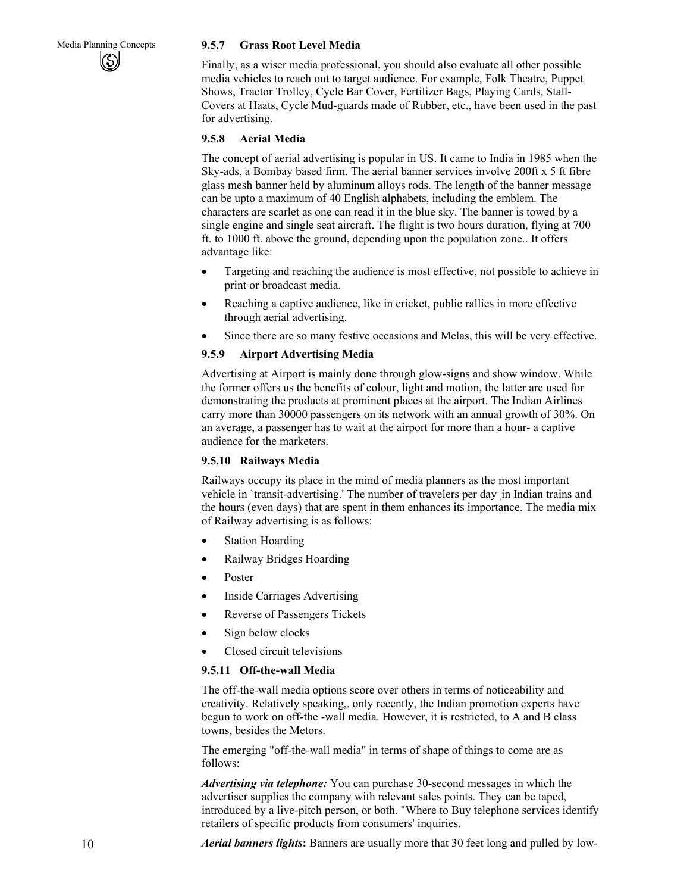### 9.5.7 Grass Root Level Media

Finally, as a wiser media professional, you should also evaluate all other possible media vehicles to reach out to target audience. For example, Folk Theatre, Puppet Shows, Tractor Trolley, Cycle Bar Cover, Fertilizer Bags, Playing Cards, Stall-Covers at Haats, Cycle Mud-guards made of Rubber, etc., have been used in the past for advertising.

### 9.5.8 Aerial Media

The concept of aerial advertising is popular in US. It came to India in 1985 when the Sky-ads, a Bombay based firm. The aerial banner services involve 200ft x 5 ft fibre glass mesh banner held by aluminum alloys rods. The length of the banner message can be upto a maximum of 40 English alphabets, including the emblem. The characters are scarlet as one can read it in the blue sky. The banner is towed by a single engine and single seat aircraft. The flight is two hours duration, flying at 700 ft. to 1000 ft. above the ground, depending upon the population zone.. It offers advantage like:

- Targeting and reaching the audience is most effective, not possible to achieve in print or broadcast media.
- Reaching a captive audience, like in cricket, public rallies in more effective through aerial advertising.
- Since there are so many festive occasions and Melas, this will be very effective.

### 9.5.9 Airport Advertising Media

Advertising at Airport is mainly done through glow-signs and show window. While the former offers us the benefits of colour, light and motion, the latter are used for demonstrating the products at prominent places at the airport. The Indian Airlines carry more than 30000 passengers on its network with an annual growth of 30%. On an average, a passenger has to wait at the airport for more than a hour- a captive audience for the marketers.

### 9.5.10 Railways Media

Railways occupy its place in the mind of media planners as the most important vehicle in `transit-advertising.' The number of travelers per day in Indian trains and the hours (even days) that are spent in them enhances its importance. The media mix of Railway advertising is as follows:

- Station Hoarding
- Railway Bridges Hoarding
- Poster
- Inside Carriages Advertising
- Reverse of Passengers Tickets
- Sign below clocks
- Closed circuit televisions

### 9.5.11 Off-the-wall Media

The off-the-wall media options score over others in terms of noticeability and creativity. Relatively speaking,. only recently, the Indian promotion experts have begun to work on off-the -wall media. However, it is restricted, to A and B class towns, besides the Metors.

The emerging "off-the-wall media" in terms of shape of things to come are as follows:

***Advertising via telephone:*** You can purchase 30-second messages in which the advertiser supplies the company with relevant sales points. They can be taped, introduced by a live-pitch person, or both. "Where to Buy telephone services identify retailers of specific products from consumers' inquiries.

***Aerial banners lights*:** Banners are usually more that 30 feet long and pulled by low-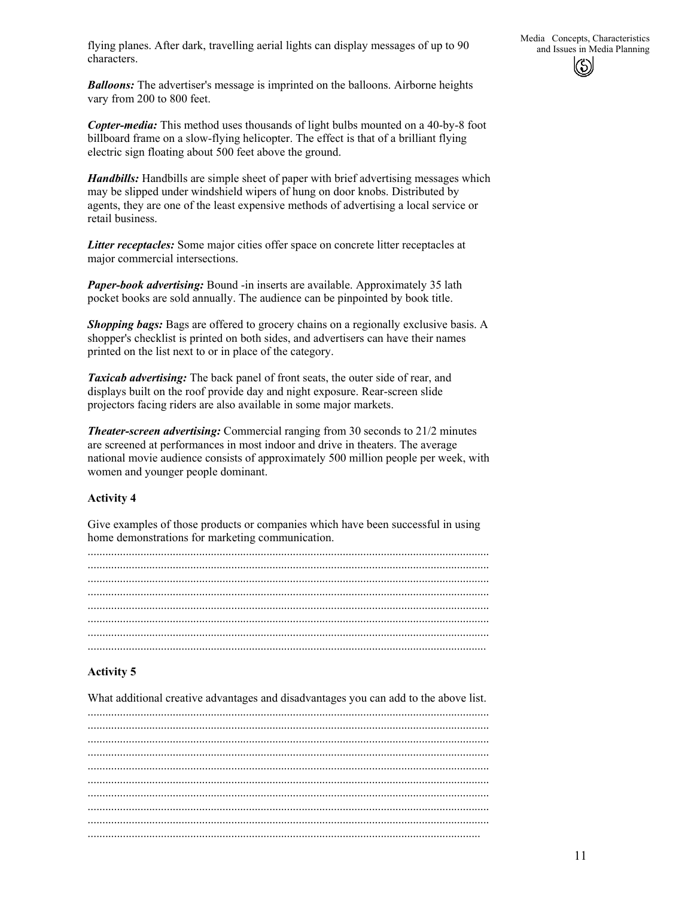flying planes. After dark, travelling aerial lights can display messages of up to 90 characters.

***Balloons:*** The advertiser's message is imprinted on the balloons. Airborne heights vary from 200 to 800 feet.

***Copter-media:*** This method uses thousands of light bulbs mounted on a 40-by-8 foot billboard frame on a slow-flying helicopter. The effect is that of a brilliant flying electric sign floating about 500 feet above the ground.

***Handbills:*** Handbills are simple sheet of paper with brief advertising messages which may be slipped under windshield wipers of hung on door knobs. Distributed by agents, they are one of the least expensive methods of advertising a local service or retail business.

***Litter receptacles:*** Some major cities offer space on concrete litter receptacles at major commercial intersections.

***Paper-book advertising:*** Bound -in inserts are available. Approximately 35 lath pocket books are sold annually. The audience can be pinpointed by book title.

***Shopping bags:*** Bags are offered to grocery chains on a regionally exclusive basis. A shopper's checklist is printed on both sides, and advertisers can have their names printed on the list next to or in place of the category.

***Taxicab advertising:*** The back panel of front seats, the outer side of rear, and displays built on the roof provide day and night exposure. Rear-screen slide projectors facing riders are also available in some major markets.

***Theater-screen advertising:*** Commercial ranging from 30 seconds to 21/2 minutes are screened at performances in most indoor and drive in theaters. The average national movie audience consists of approximately 500 million people per week, with women and younger people dominant.

**Activity 4**

Give examples of those products or companies which have been successful in using home demonstrations for marketing communication.

..........................................................................................................................................
..........................................................................................................................................
..........................................................................................................................................
..........................................................................................................................................
..........................................................................................................................................
..........................................................................................................................................
..........................................................................................................................................
..........................................................................................................................................

**Activity 5**

What additional creative advantages and disadvantages you can add to the above list.

..........................................................................................................................................
..........................................................................................................................................
..........................................................................................................................................
..........................................................................................................................................
..........................................................................................................................................
..........................................................................................................................................
..........................................................................................................................................
..........................................................................................................................................
..........................................................................................................................................
..........................................................................................................................................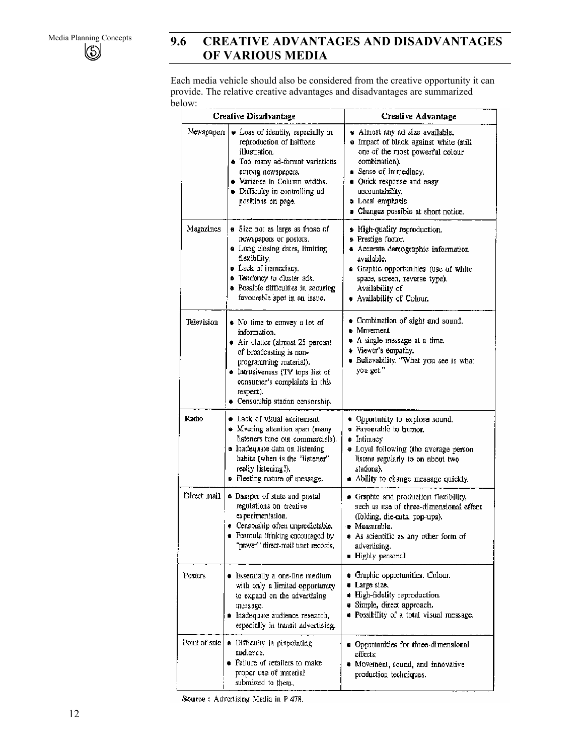## 9.6 CREATIVE ADVANTAGES AND DISADVANTAGES OF VARIOUS MEDIA

Each media vehicle should also be considered from the creative opportunity it can provide. The relative creative advantages and disadvantages are summarized below:

| | Creative Disadvantage | Creative Advantage |
|---|---|---|
| Newspapers | • Loss of identity, especially in reproduction of halftone illustration.<br>• Too many ad-format variations among newspapers.<br>• Variance in Column widths.<br>• Difficulty in controlling ad positions on page. | • Almost any ad size available.<br>• Impact of black against white (still one of the most powerful colour combination).<br>• Sense of immediacy.<br>• Quick response and easy accountability.<br>• Local emphasis<br>• Changes possible at short notice. |
| Magazines | • Size not as large as those of newspapers or posters.<br>• Long closing dates, limiting flexibility.<br>• Lack of immediacy.<br>• Tendency to cluster ads.<br>• Possible difficulties in securing favourable spot in an issue. | • High-quality reproduction.<br>• Prestige factor.<br>• Accurate demographic information available.<br>• Graphic opportunities (use of white space, screen, reverse type). Availability of<br>• Availability of Colour. |
| Television | • No time to convey a lot of information.<br>• Air clutter (almost 25 percent of broadcasting is non-programming material).<br>• Intrusiveness (TV tops list of consumer's complaints in this respect).<br>• Censorship station censorship. | • Combination of sight and sound.<br>• Movement<br>• A single message at a time.<br>• Viewer's empathy.<br>• Believability. "What you see is what you get." |
| Radio | • Lack of visual excitement.<br>• Mvering attention span (many listeners tune out commercials).<br>• Inadequate data on listening habits (when is the "listener" really listening?).<br>• Fleeting nature of message. | • Opportunity to explore sound.<br>• Favourable to humor.<br>• Intimacy<br>• Loyal following (the average person listens regularly to on about two stations).<br>• Ability to change message quickly. |
| Direct mail | • Damper of state and postal regulations on creative experimentation.<br>• Censorship often unpredictable.<br>• Formula thinking encouraged by "proven" direct-mail tmet records. | • Graphic and production flexibility, such as use of three-dimensional effect (folding, die-cuts, pop-ups).<br>• Measurable.<br>• As scientific as any other form of advertising.<br>• Highly personal |
| Posters | • Essentially a one-line medium with only a limited opportunity to expand on the advertising message.<br>• Inadequate audience research, especially in transit advertising. | • Graphic opportunities. Colour.<br>• Large size.<br>• High-fidelity reproduction.<br>• Simple, direct approach.<br>• Possibility of a total visual message. |
| Point of sale | • Difficulty in pinpointing audience.<br>• Failure of retailers to make proper use of material submitted to them. | • Opportunities for three-dimensional effects;<br>• Movement, sound, and innovative production techniques. |

Source : Advertising Media in P 478.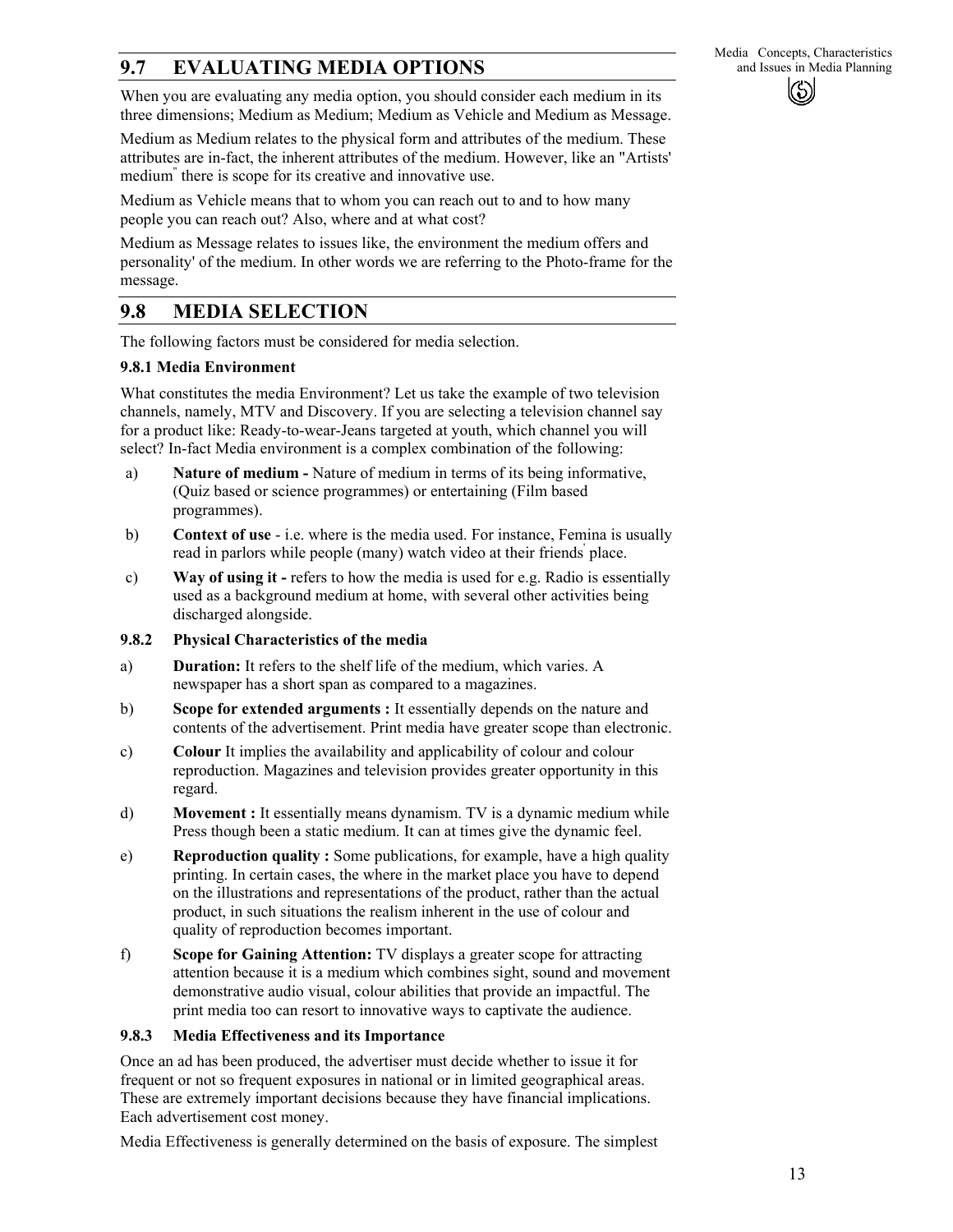## 9.7 EVALUATING MEDIA OPTIONS

When you are evaluating any media option, you should consider each medium in its three dimensions; Medium as Medium; Medium as Vehicle and Medium as Message.

Medium as Medium relates to the physical form and attributes of the medium. These attributes are in-fact, the inherent attributes of the medium. However, like an "Artists' medium" there is scope for its creative and innovative use.

Medium as Vehicle means that to whom you can reach out to and to how many people you can reach out? Also, where and at what cost?

Medium as Message relates to issues like, the environment the medium offers and personality' of the medium. In other words we are referring to the Photo-frame for the message.

## 9.8 MEDIA SELECTION

The following factors must be considered for media selection.

### 9.8.1 Media Environment

What constitutes the media Environment? Let us take the example of two television channels, namely, MTV and Discovery. If you are selecting a television channel say for a product like: Ready-to-wear-Jeans targeted at youth, which channel you will select? In-fact Media environment is a complex combination of the following:

a) **Nature of medium -** Nature of medium in terms of its being informative, (Quiz based or science programmes) or entertaining (Film based programmes).

b) **Context of use** - i.e. where is the media used. For instance, Femina is usually read in parlors while people (many) watch video at their friends' place.

c) **Way of using it -** refers to how the media is used for e.g. Radio is essentially used as a background medium at home, with several other activities being discharged alongside.

### 9.8.2 Physical Characteristics of the media

a) **Duration:** It refers to the shelf life of the medium, which varies. A newspaper has a short span as compared to a magazines.

b) **Scope for extended arguments :** It essentially depends on the nature and contents of the advertisement. Print media have greater scope than electronic.

c) **Colour** It implies the availability and applicability of colour and colour reproduction. Magazines and television provides greater opportunity in this regard.

d) **Movement :** It essentially means dynamism. TV is a dynamic medium while Press though been a static medium. It can at times give the dynamic feel.

e) **Reproduction quality :** Some publications, for example, have a high quality printing. In certain cases, the where in the market place you have to depend on the illustrations and representations of the product, rather than the actual product, in such situations the realism inherent in the use of colour and quality of reproduction becomes important.

f) **Scope for Gaining Attention:** TV displays a greater scope for attracting attention because it is a medium which combines sight, sound and movement demonstrative audio visual, colour abilities that provide an impactful. The print media too can resort to innovative ways to captivate the audience.

### 9.8.3 Media Effectiveness and its Importance

Once an ad has been produced, the advertiser must decide whether to issue it for frequent or not so frequent exposures in national or in limited geographical areas. These are extremely important decisions because they have financial implications. Each advertisement cost money.

Media Effectiveness is generally determined on the basis of exposure. The simplest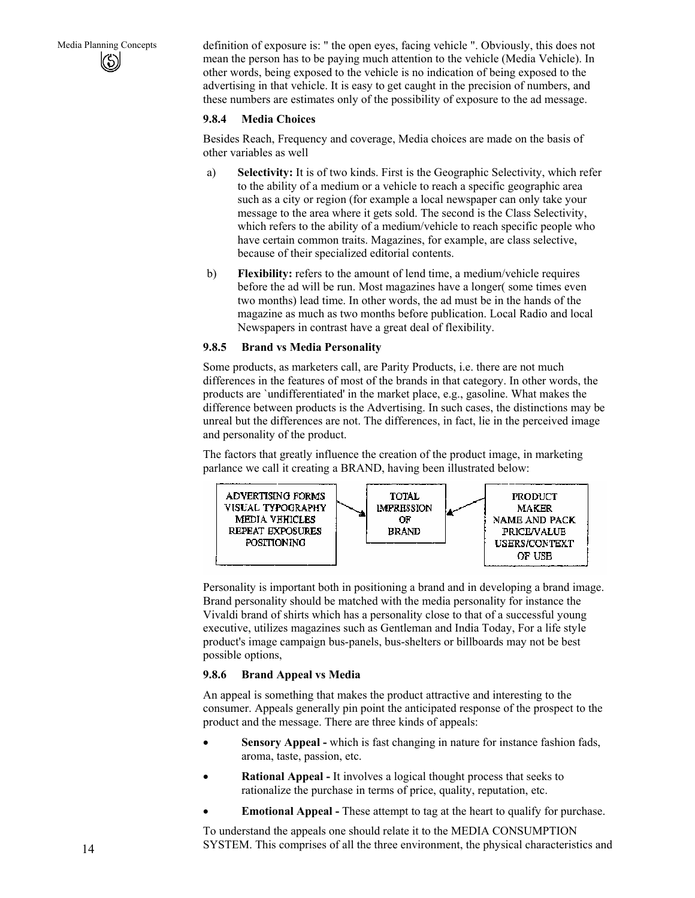definition of exposure is: " the open eyes, facing vehicle ". Obviously, this does not mean the person has to be paying much attention to the vehicle (Media Vehicle). In other words, being exposed to the vehicle is no indication of being exposed to the advertising in that vehicle. It is easy to get caught in the precision of numbers, and these numbers are estimates only of the possibility of exposure to the ad message.

### 9.8.4 Media Choices

Besides Reach, Frequency and coverage, Media choices are made on the basis of other variables as well

a) **Selectivity:** It is of two kinds. First is the Geographic Selectivity, which refer to the ability of a medium or a vehicle to reach a specific geographic area such as a city or region (for example a local newspaper can only take your message to the area where it gets sold. The second is the Class Selectivity, which refers to the ability of a medium/vehicle to reach specific people who have certain common traits. Magazines, for example, are class selective, because of their specialized editorial contents.

b) **Flexibility:** refers to the amount of lend time, a medium/vehicle requires before the ad will be run. Most magazines have a longer( some times even two months) lead time. In other words, the ad must be in the hands of the magazine as much as two months before publication. Local Radio and local Newspapers in contrast have a great deal of flexibility.

### 9.8.5 Brand vs Media Personality

Some products, as marketers call, are Parity Products, i.e. there are not much differences in the features of most of the brands in that category. In other words, the products are `undifferentiated' in the market place, e.g., gasoline. What makes the difference between products is the Advertising. In such cases, the distinctions may be unreal but the differences are not. The differences, in fact, lie in the perceived image and personality of the product.

The factors that greatly influence the creation of the product image, in marketing parlance we call it creating a BRAND, having been illustrated below:

| ADVERTISING FORMS<br>VISUAL TYPOGRAPHY<br>MEDIA VEHICLES<br>REPEAT EXPOSURES<br>POSITIONING | → | TOTAL IMPRESSION OF BRAND | ← | PRODUCT<br>MAKER<br>NAME AND PACK<br>PRICE/VALUE<br>USERS/CONTEXT OF USE |
|---|---|---|---|---|

Personality is important both in positioning a brand and in developing a brand image. Brand personality should be matched with the media personality for instance the Vivaldi brand of shirts which has a personality close to that of a successful young executive, utilizes magazines such as Gentleman and India Today, For a life style product's image campaign bus-panels, bus-shelters or billboards may not be best possible options,

### 9.8.6 Brand Appeal vs Media

An appeal is something that makes the product attractive and interesting to the consumer. Appeals generally pin point the anticipated response of the prospect to the product and the message. There are three kinds of appeals:

- **Sensory Appeal -** which is fast changing in nature for instance fashion fads, aroma, taste, passion, etc.
- **Rational Appeal -** It involves a logical thought process that seeks to rationalize the purchase in terms of price, quality, reputation, etc.
- **Emotional Appeal -** These attempt to tag at the heart to qualify for purchase.

To understand the appeals one should relate it to the MEDIA CONSUMPTION SYSTEM. This comprises of all the three environment, the physical characteristics and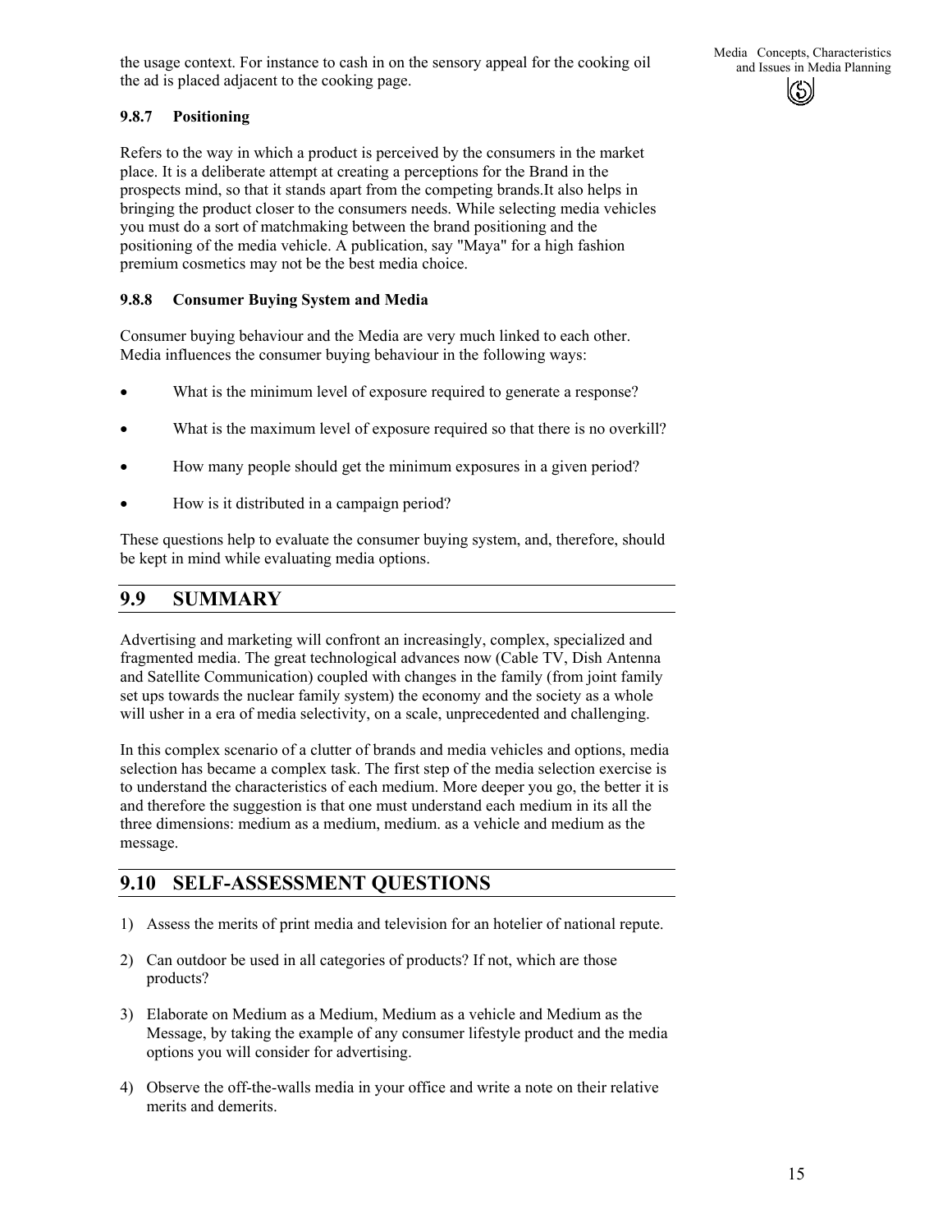the usage context. For instance to cash in on the sensory appeal for the cooking oil the ad is placed adjacent to the cooking page.

### 9.8.7 Positioning

Refers to the way in which a product is perceived by the consumers in the market place. It is a deliberate attempt at creating a perceptions for the Brand in the prospects mind, so that it stands apart from the competing brands.It also helps in bringing the product closer to the consumers needs. While selecting media vehicles you must do a sort of matchmaking between the brand positioning and the positioning of the media vehicle. A publication, say "Maya" for a high fashion premium cosmetics may not be the best media choice.

### 9.8.8 Consumer Buying System and Media

Consumer buying behaviour and the Media are very much linked to each other. Media influences the consumer buying behaviour in the following ways:

- What is the minimum level of exposure required to generate a response?
- What is the maximum level of exposure required so that there is no overkill?
- How many people should get the minimum exposures in a given period?
- How is it distributed in a campaign period?

These questions help to evaluate the consumer buying system, and, therefore, should be kept in mind while evaluating media options.

## 9.9 SUMMARY

Advertising and marketing will confront an increasingly, complex, specialized and fragmented media. The great technological advances now (Cable TV, Dish Antenna and Satellite Communication) coupled with changes in the family (from joint family set ups towards the nuclear family system) the economy and the society as a whole will usher in a era of media selectivity, on a scale, unprecedented and challenging.

In this complex scenario of a clutter of brands and media vehicles and options, media selection has became a complex task. The first step of the media selection exercise is to understand the characteristics of each medium. More deeper you go, the better it is and therefore the suggestion is that one must understand each medium in its all the three dimensions: medium as a medium, medium. as a vehicle and medium as the message.

## 9.10 SELF-ASSESSMENT QUESTIONS

1) Assess the merits of print media and television for an hotelier of national repute.
2) Can outdoor be used in all categories of products? If not, which are those products?
3) Elaborate on Medium as a Medium, Medium as a vehicle and Medium as the Message, by taking the example of any consumer lifestyle product and the media options you will consider for advertising.
4) Observe the off-the-walls media in your office and write a note on their relative merits and demerits.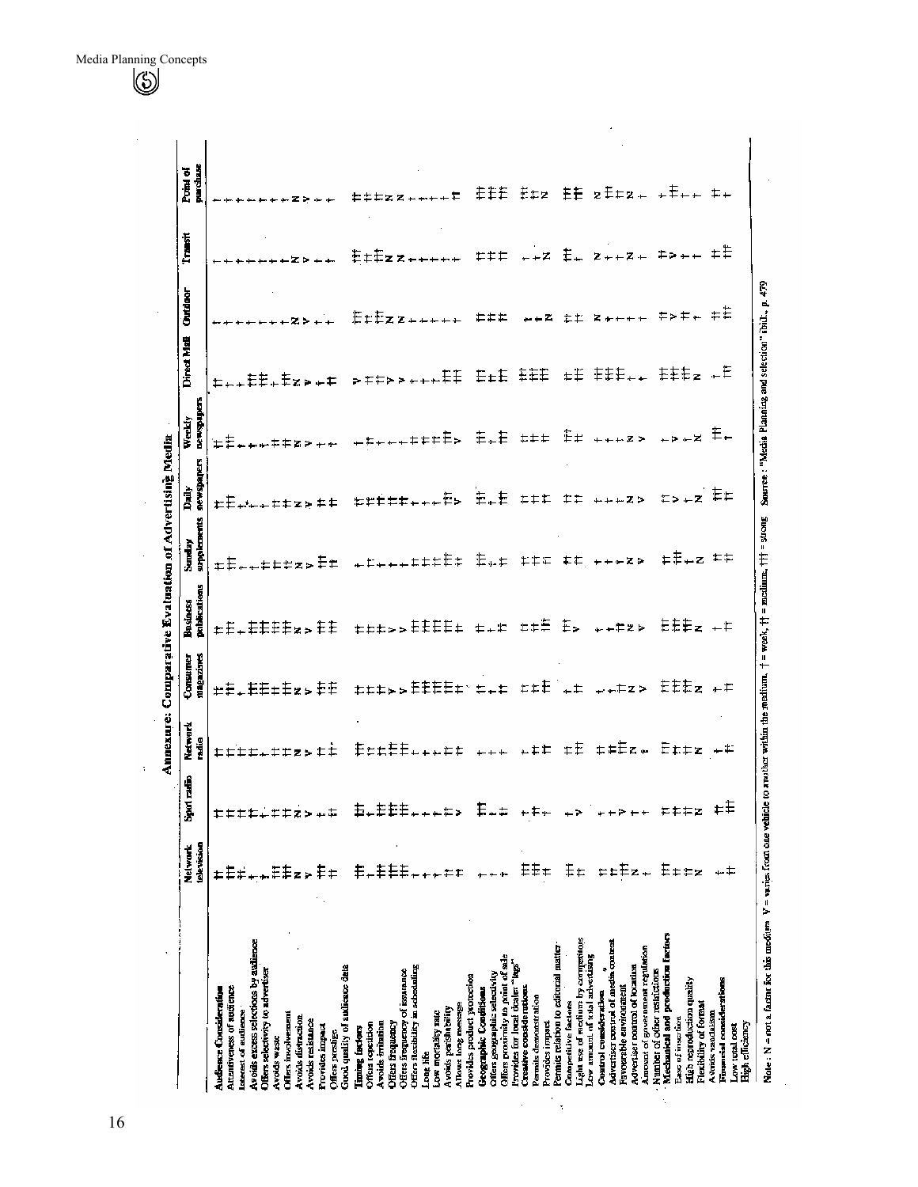## Annexure: Comparative Evaluation of Advertising Media

| | Network television | Spot radio | Network radio | Consumer magazines | Business publications | Sunday supplements | Daily newspapers | Weekly newspapers | Direct Mail | Outdoor | Transit | Point of purchase |
|---|---|---|---|---|---|---|---|---|---|---|---|---|
| **Audience Consideration** | | | | | | | | | | | | |
| Attentiveness of audience | †† | †† | †† | †† | †† | †† | †† | †† | †† | † | † | † |
| Interest of audience | ††† | †† | †† | ††† | ††† | ††† | ††† | ††† | † | † | † | † |
| Avoids excess selections by audience | †† | †† | †† | † | † | † | † | † | † | † | † | † |
| Offers selectivity to advertiser | † | †† | †† | ††† | ††† | † | † | † | ††† | † | † | † |
| Avoids waste | † | † | † | †† | ††† | †† | † | † | ††† | † | † | † |
| Offers involvement | ††† | †† | †† | †† | †† | †† | †† | †† | † | † | † | † |
| Avoids distraction | ††† | †† | †† | †† | †† | †† | †† | †† | ††† | † | † | † |
| Avoids resistance | N | N | N | N | N | N | N | N | N | N | N | N |
| Provides impact | V | V | V | V | V | V | V | V | V | V | V | V |
| Offers prestige | ††† | † | †† | ††† | ††† | ††† | †† | † | † | † | † | † |
| Good quality of audience data | †† | †† | †† | ††† | ††† | †† | †† | † | ††† | † | † | † |
| **Timing factors** | | | | | | | | | | | | |
| Offers repetition | ††† | ††† | ††† | †† | †† | † | †† | † | V | ††† | ††† | ††† |
| Avoids irritation | † | † | †† | †† | †† | †† | †† | †† | †† | †† | †† | †† |
| Offers frequency | ††† | ††† | †† | †† | †† | † | †† | † | †† | ††† | ††† | †† |
| Offers frequency of issuance | ††† | ††† | ††† | V | V | † | ††† | † | V | N | N | N |
| Offers flexibility in scheduling | ††† | ††† | ††† | V | V | † | ††† | † | V | N | N | N |
| Long life | † | † | † | ††† | ††† | †† | † | †† | † | † | † | † |
| Low mortality rate | † | † | † | ††† | ††† | †† | † | †† | † | † | † | † |
| Avoids perishability | † | † | † | ††† | ††† | †† | † | †† | † | † | † | † |
| Allows long message | †† | †† | †† | ††† | ††† | ††† | ††† | ††† | ††† | † | † | † |
| Provides product protection | †† | V | †† | †† | †† | †† | V | V | ††† | † | † | †† |
| **Geographic Considerations** | | | | | | | | | | | | |
| Offers geographic selectivity | † | ††† | † | †† | †† | ††† | ††† | ††† | ††† | ††† | ††† | ††† |
| Offers proximity to point of sale | † | † | † | † | † | † | † | † | †† | ††† | ††† | ††† |
| Provides for local dealer "tags" | † | †† | † | †† | †† | †† | ††† | ††† | ††† | ††† | ††† | ††† |
| **Creative considerations** | | | | | | | | | | | | |
| Permits demonstration | ††† | † | † | †† | †† | †† | †† | †† | ††† | † | † | ††† |
| Provides impact | ††† | †† | †† | †† | †† | †† | †† | †† | ††† | † | † | †† |
| Permits relation to editorial matter | † | † | †† | ††† | ††† | †† | †† | †† | ††† | N | N | N |
| **Competitive factors** | | | | | | | | | | | | |
| Light use of medium by competitors | †† | † | †† | † | †† | †† | †† | †† | †† | †† | ††† | ††† |
| Low amount of total advertising | †† | V | ††† | †† | V | †† | †† | †† | ††† | †† | † | ††† |
| **Control consideration** | | | | | | | | | | | | |
| Advertiser control of media content | †† | † | †† | † | † | † | † | † | ††† | N | N | N |
| Favourable environment | †† | † | †† | † | † | † | † | † | ††† | † | † | ††† |
| Advertiser control of location | ††† | V | ††† | †† | †† | † | † | † | ††† | † | † | †† |
| Amount of government regulation | N | † | N | N | N | N | N | N | † | † | N | N |
| Number of other restrictions | † | † | † | V | V | V | V | V | † | † | † | † |
| **Mechanical and production factors** | | | | | | | | | | | | |
| Ease of insertion | ††† | †† | ††† | ††† | ††† | †† | †† | † | ††† | †† | †† | † |
| High reproduction quality | †† | †† | †† | ††† | ††† | ††† | V | V | ††† | V | V | ††† |
| Flexibility of format | †† | †† | †† | †† | ††† | † | † | † | †† | †† | † | † |
| Avoids vandalism | N | N | N | N | N | N | N | N | N | † | † | † |
| **Financial considerations** | | | | | | | | | | | | |
| Low total cost | † | †† | † | † | † | †† | ††† | ††† | † | †† | †† | †† |
| High efficiency | †† | ††† | †† | †† | †† | †† | †† | † | ††† | ††† | ††† | † |

Note : N = not a factor for this medium. V = varies from one vehicle to another within the medium. † = weak, †† = medium, ††† = strong. Source : "Media Planning and selection" ibid., p. 479